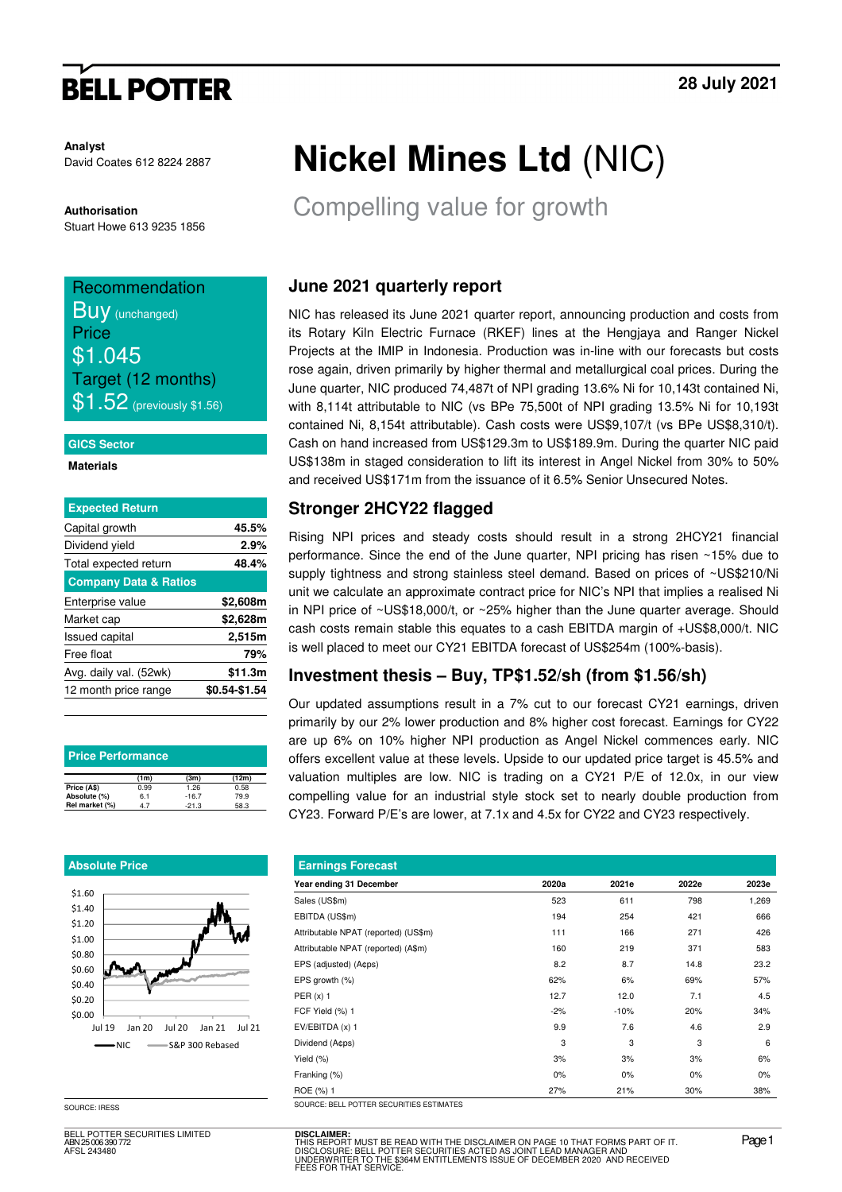# BELL POTTER

28 July 2021

**Analyst**
David Coates 612 8224 2887

**Authorisation**
Stuart Howe 613 9235 1856

# Nickel Mines Ltd (NIC)

## Compelling value for growth

**Recommendation**
Buy (unchanged)
**Price**
$1.045
**Target (12 months)**
$1.52 (previously $1.56)

**GICS Sector**
Materials

| Expected Return | |
|---|---|
| Capital growth | **45.5%** |
| Dividend yield | **2.9%** |
| Total expected return | **48.4%** |
| **Company Data & Ratios** | |
| Enterprise value | **$2,608m** |
| Market cap | **$2,628m** |
| Issued capital | **2,515m** |
| Free float | **79%** |
| Avg. daily val. (52wk) | **$11.3m** |
| 12 month price range | **$0.54-$1.54** |

**Price Performance**

| | (1m) | (3m) | (12m) |
|---|---|---|---|
| Price (A$) | 0.99 | 1.26 | 0.58 |
| Absolute (%) | 6.1 | -16.7 | 79.9 |
| Rel market (%) | 4.7 | -21.3 | 58.3 |

**Absolute Price**

SOURCE: IRESS

### June 2021 quarterly report

NIC has released its June 2021 quarter report, announcing production and costs from its Rotary Kiln Electric Furnace (RKEF) lines at the Hengjaya and Ranger Nickel Projects at the IMIP in Indonesia. Production was in-line with our forecasts but costs rose again, driven primarily by higher thermal and metallurgical coal prices. During the June quarter, NIC produced 74,487t of NPI grading 13.6% Ni for 10,143t contained Ni, with 8,114t attributable to NIC (vs BPe 75,500t of NPI grading 13.5% Ni for 10,193t contained Ni, 8,154t attributable). Cash costs were US$9,107/t (vs BPe US$8,310/t). Cash on hand increased from US$129.3m to US$189.9m. During the quarter NIC paid US$138m in staged consideration to lift its interest in Angel Nickel from 30% to 50% and received US$171m from the issuance of it 6.5% Senior Unsecured Notes.

### Stronger 2HCY22 flagged

Rising NPI prices and steady costs should result in a strong 2HCY21 financial performance. Since the end of the June quarter, NPI pricing has risen ~15% due to supply tightness and strong stainless steel demand. Based on prices of ~US$210/Ni unit we calculate an approximate contract price for NIC's NPI that implies a realised Ni in NPI price of ~US$18,000/t, or ~25% higher than the June quarter average. Should cash costs remain stable this equates to a cash EBITDA margin of +US$8,000/t. NIC is well placed to meet our CY21 EBITDA forecast of US$254m (100%-basis).

### Investment thesis – Buy, TP$1.52/sh (from $1.56/sh)

Our updated assumptions result in a 7% cut to our forecast CY21 earnings, driven primarily by our 2% lower production and 8% higher cost forecast. Earnings for CY22 are up 6% on 10% higher NPI production as Angel Nickel commences early. NIC offers excellent value at these levels. Upside to our updated price target is 45.5% and valuation multiples are low. NIC is trading on a CY21 P/E of 12.0x, in our view compelling value for an industrial style stock set to nearly double production from CY23. Forward P/E's are lower, at 7.1x and 4.5x for CY22 and CY23 respectively.

**Earnings Forecast**

| Year ending 31 December | 2020a | 2021e | 2022e | 2023e |
|---|---|---|---|---|
| Sales (US$m) | 523 | 611 | 798 | 1,269 |
| EBITDA (US$m) | 194 | 254 | 421 | 666 |
| Attributable NPAT (reported) (US$m) | 111 | 166 | 271 | 426 |
| Attributable NPAT (reported) (A$m) | 160 | 219 | 371 | 583 |
| EPS (adjusted) (A¢ps) | 8.2 | 8.7 | 14.8 | 23.2 |
| EPS growth (%) | 62% | 6% | 69% | 57% |
| PER (x) 1 | 12.7 | 12.0 | 7.1 | 4.5 |
| FCF Yield (%) 1 | -2% | -10% | 20% | 34% |
| EV/EBITDA (x) 1 | 9.9 | 7.6 | 4.6 | 2.9 |
| Dividend (A¢ps) | 3 | 3 | 3 | 6 |
| Yield (%) | 3% | 3% | 3% | 6% |
| Franking (%) | 0% | 0% | 0% | 0% |
| ROE (%) 1 | 27% | 21% | 30% | 38% |

SOURCE: BELL POTTER SECURITIES ESTIMATES

BELL POTTER SECURITIES LIMITED
ABN 25 006 390 772
AFSL 243480

**DISCLAIMER:**
THIS REPORT MUST BE READ WITH THE DISCLAIMER ON PAGE 10 THAT FORMS PART OF IT.
DISCLOSURE: BELL POTTER SECURITIES ACTED AS JOINT LEAD MANAGER AND UNDERWRITER TO THE $364M ENTITLEMENTS ISSUE OF DECEMBER 2020 AND RECEIVED FEES FOR THAT SERVICE.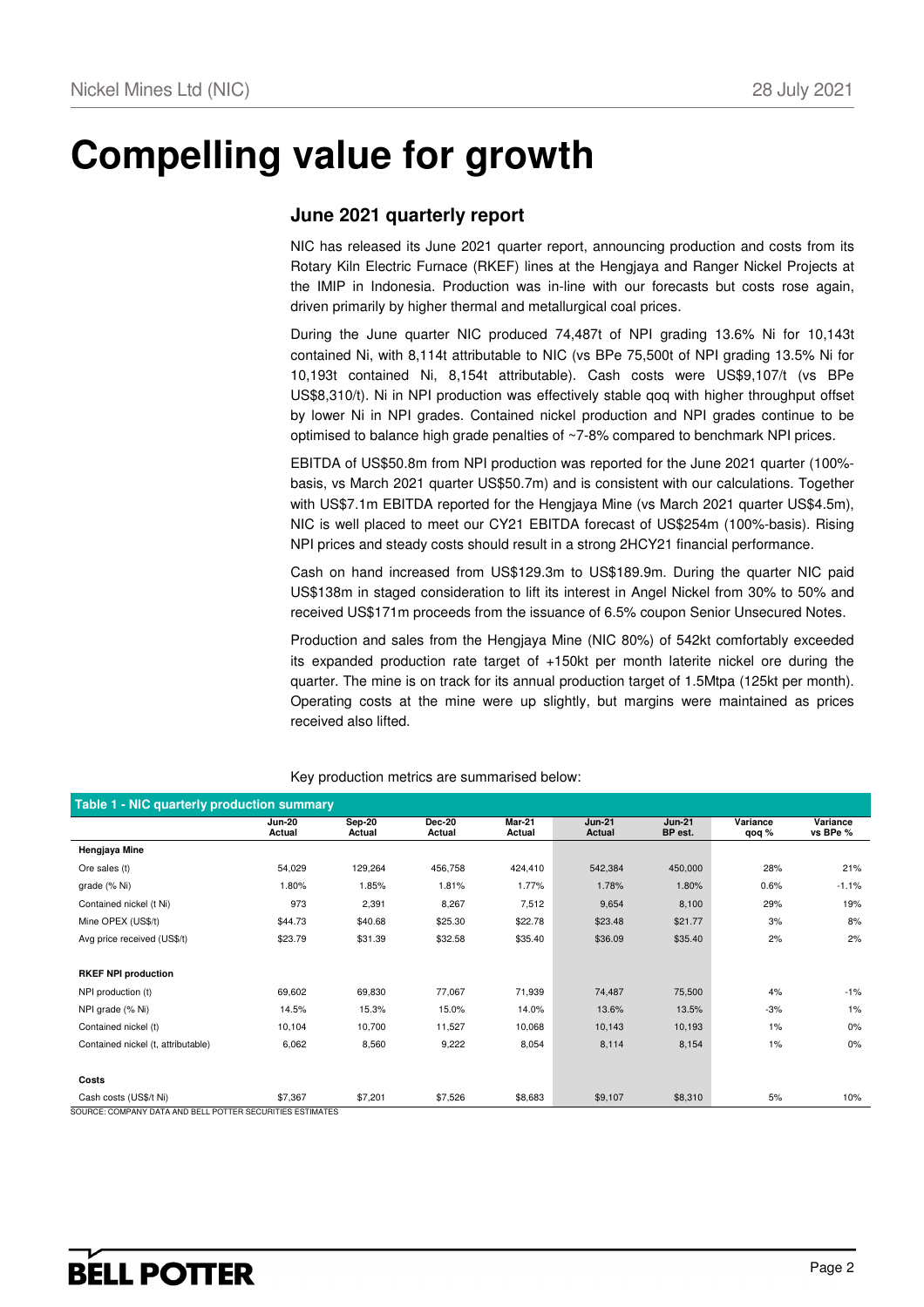# Compelling value for growth

## June 2021 quarterly report

NIC has released its June 2021 quarter report, announcing production and costs from its Rotary Kiln Electric Furnace (RKEF) lines at the Hengjaya and Ranger Nickel Projects at the IMIP in Indonesia. Production was in-line with our forecasts but costs rose again, driven primarily by higher thermal and metallurgical coal prices.

During the June quarter NIC produced 74,487t of NPI grading 13.6% Ni for 10,143t contained Ni, with 8,114t attributable to NIC (vs BPe 75,500t of NPI grading 13.5% Ni for 10,193t contained Ni, 8,154t attributable). Cash costs were US$9,107/t (vs BPe US$8,310/t). Ni in NPI production was effectively stable qoq with higher throughput offset by lower Ni in NPI grades. Contained nickel production and NPI grades continue to be optimised to balance high grade penalties of ~7-8% compared to benchmark NPI prices.

EBITDA of US$50.8m from NPI production was reported for the June 2021 quarter (100%-basis, vs March 2021 quarter US$50.7m) and is consistent with our calculations. Together with US$7.1m EBITDA reported for the Hengjaya Mine (vs March 2021 quarter US$4.5m), NIC is well placed to meet our CY21 EBITDA forecast of US$254m (100%-basis). Rising NPI prices and steady costs should result in a strong 2HCY21 financial performance.

Cash on hand increased from US$129.3m to US$189.9m. During the quarter NIC paid US$138m in staged consideration to lift its interest in Angel Nickel from 30% to 50% and received US$171m proceeds from the issuance of 6.5% coupon Senior Unsecured Notes.

Production and sales from the Hengjaya Mine (NIC 80%) of 542kt comfortably exceeded its expanded production rate target of +150kt per month laterite nickel ore during the quarter. The mine is on track for its annual production target of 1.5Mtpa (125kt per month). Operating costs at the mine were up slightly, but margins were maintained as prices received also lifted.

Key production metrics are summarised below:

**Table 1 - NIC quarterly production summary**

| | Jun-20 Actual | Sep-20 Actual | Dec-20 Actual | Mar-21 Actual | Jun-21 Actual | Jun-21 BP est. | Variance qoq % | Variance vs BPe % |
|---|---|---|---|---|---|---|---|---|
| **Hengjaya Mine** | | | | | | | | |
| Ore sales (t) | 54,029 | 129,264 | 456,758 | 424,410 | 542,384 | 450,000 | 28% | 21% |
| grade (% Ni) | 1.80% | 1.85% | 1.81% | 1.77% | 1.78% | 1.80% | 0.6% | -1.1% |
| Contained nickel (t Ni) | 973 | 2,391 | 8,267 | 7,512 | 9,654 | 8,100 | 29% | 19% |
| Mine OPEX (US$/t) | $44.73 | $40.68 | $25.30 | $22.78 | $23.48 | $21.77 | 3% | 8% |
| Avg price received (US$/t) | $23.79 | $31.39 | $32.58 | $35.40 | $36.09 | $35.40 | 2% | 2% |
| | | | | | | | | |
| **RKEF NPI production** | | | | | | | | |
| NPI production (t) | 69,602 | 69,830 | 77,067 | 71,939 | 74,487 | 75,500 | 4% | -1% |
| NPI grade (% Ni) | 14.5% | 15.3% | 15.0% | 14.0% | 13.6% | 13.5% | -3% | 1% |
| Contained nickel (t) | 10,104 | 10,700 | 11,527 | 10,068 | 10,143 | 10,193 | 1% | 0% |
| Contained nickel (t, attributable) | 6,062 | 8,560 | 9,222 | 8,054 | 8,114 | 8,154 | 1% | 0% |
| | | | | | | | | |
| **Costs** | | | | | | | | |
| Cash costs (US$/t Ni) | $7,367 | $7,201 | $7,526 | $8,683 | $9,107 | $8,310 | 5% | 10% |

SOURCE: COMPANY DATA AND BELL POTTER SECURITIES ESTIMATES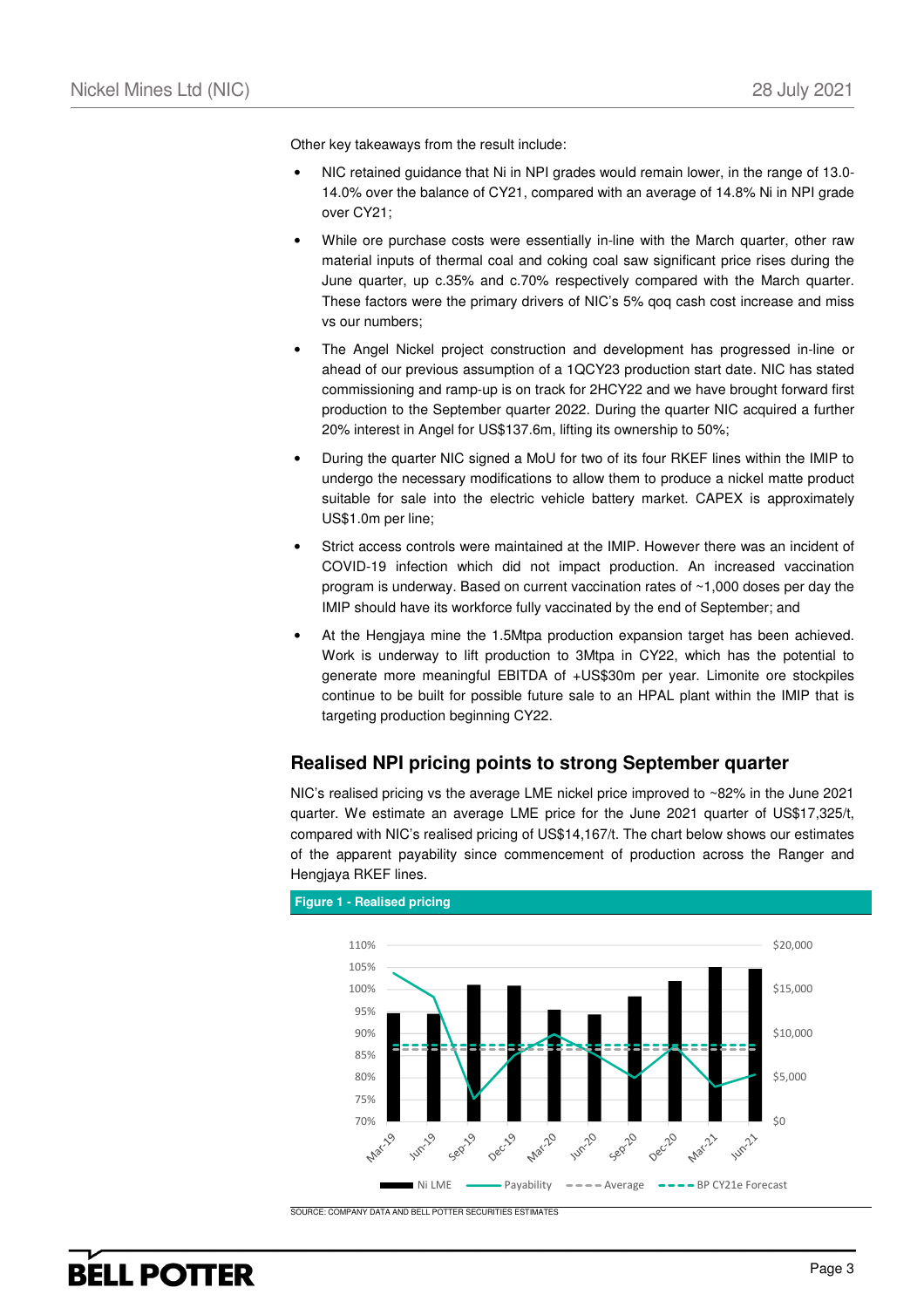Other key takeaways from the result include:

- NIC retained guidance that Ni in NPI grades would remain lower, in the range of 13.0-14.0% over the balance of CY21, compared with an average of 14.8% Ni in NPI grade over CY21;
- While ore purchase costs were essentially in-line with the March quarter, other raw material inputs of thermal coal and coking coal saw significant price rises during the June quarter, up c.35% and c.70% respectively compared with the March quarter. These factors were the primary drivers of NIC's 5% qoq cash cost increase and miss vs our numbers;
- The Angel Nickel project construction and development has progressed in-line or ahead of our previous assumption of a 1QCY23 production start date. NIC has stated commissioning and ramp-up is on track for 2HCY22 and we have brought forward first production to the September quarter 2022. During the quarter NIC acquired a further 20% interest in Angel for US$137.6m, lifting its ownership to 50%;
- During the quarter NIC signed a MoU for two of its four RKEF lines within the IMIP to undergo the necessary modifications to allow them to produce a nickel matte product suitable for sale into the electric vehicle battery market. CAPEX is approximately US$1.0m per line;
- Strict access controls were maintained at the IMIP. However there was an incident of COVID-19 infection which did not impact production. An increased vaccination program is underway. Based on current vaccination rates of ~1,000 doses per day the IMIP should have its workforce fully vaccinated by the end of September; and
- At the Hengjaya mine the 1.5Mtpa production expansion target has been achieved. Work is underway to lift production to 3Mtpa in CY22, which has the potential to generate more meaningful EBITDA of +US$30m per year. Limonite ore stockpiles continue to be built for possible future sale to an HPAL plant within the IMIP that is targeting production beginning CY22.

## Realised NPI pricing points to strong September quarter

NIC's realised pricing vs the average LME nickel price improved to ~82% in the June 2021 quarter. We estimate an average LME price for the June 2021 quarter of US$17,325/t, compared with NIC's realised pricing of US$14,167/t. The chart below shows our estimates of the apparent payability since commencement of production across the Ranger and Hengjaya RKEF lines.

**Figure 1 - Realised pricing**

SOURCE: COMPANY DATA AND BELL POTTER SECURITIES ESTIMATES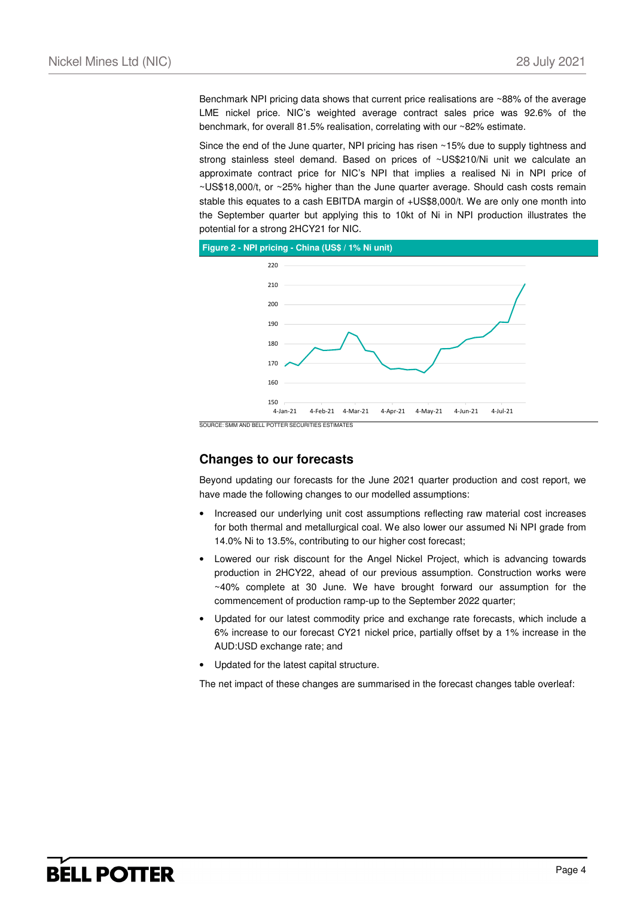Benchmark NPI pricing data shows that current price realisations are ~88% of the average LME nickel price. NIC's weighted average contract sales price was 92.6% of the benchmark, for overall 81.5% realisation, correlating with our ~82% estimate.

Since the end of the June quarter, NPI pricing has risen ~15% due to supply tightness and strong stainless steel demand. Based on prices of ~US$210/Ni unit we calculate an approximate contract price for NIC's NPI that implies a realised Ni in NPI price of ~US$18,000/t, or ~25% higher than the June quarter average. Should cash costs remain stable this equates to a cash EBITDA margin of +US$8,000/t. We are only one month into the September quarter but applying this to 10kt of Ni in NPI production illustrates the potential for a strong 2HCY21 for NIC.

**Figure 2 - NPI pricing - China (US$ / 1% Ni unit)**

SOURCE: SMM AND BELL POTTER SECURITIES ESTIMATES

## Changes to our forecasts

Beyond updating our forecasts for the June 2021 quarter production and cost report, we have made the following changes to our modelled assumptions:

- Increased our underlying unit cost assumptions reflecting raw material cost increases for both thermal and metallurgical coal. We also lower our assumed Ni NPI grade from 14.0% Ni to 13.5%, contributing to our higher cost forecast;
- Lowered our risk discount for the Angel Nickel Project, which is advancing towards production in 2HCY22, ahead of our previous assumption. Construction works were ~40% complete at 30 June. We have brought forward our assumption for the commencement of production ramp-up to the September 2022 quarter;
- Updated for our latest commodity price and exchange rate forecasts, which include a 6% increase to our forecast CY21 nickel price, partially offset by a 1% increase in the AUD:USD exchange rate; and
- Updated for the latest capital structure.

The net impact of these changes are summarised in the forecast changes table overleaf: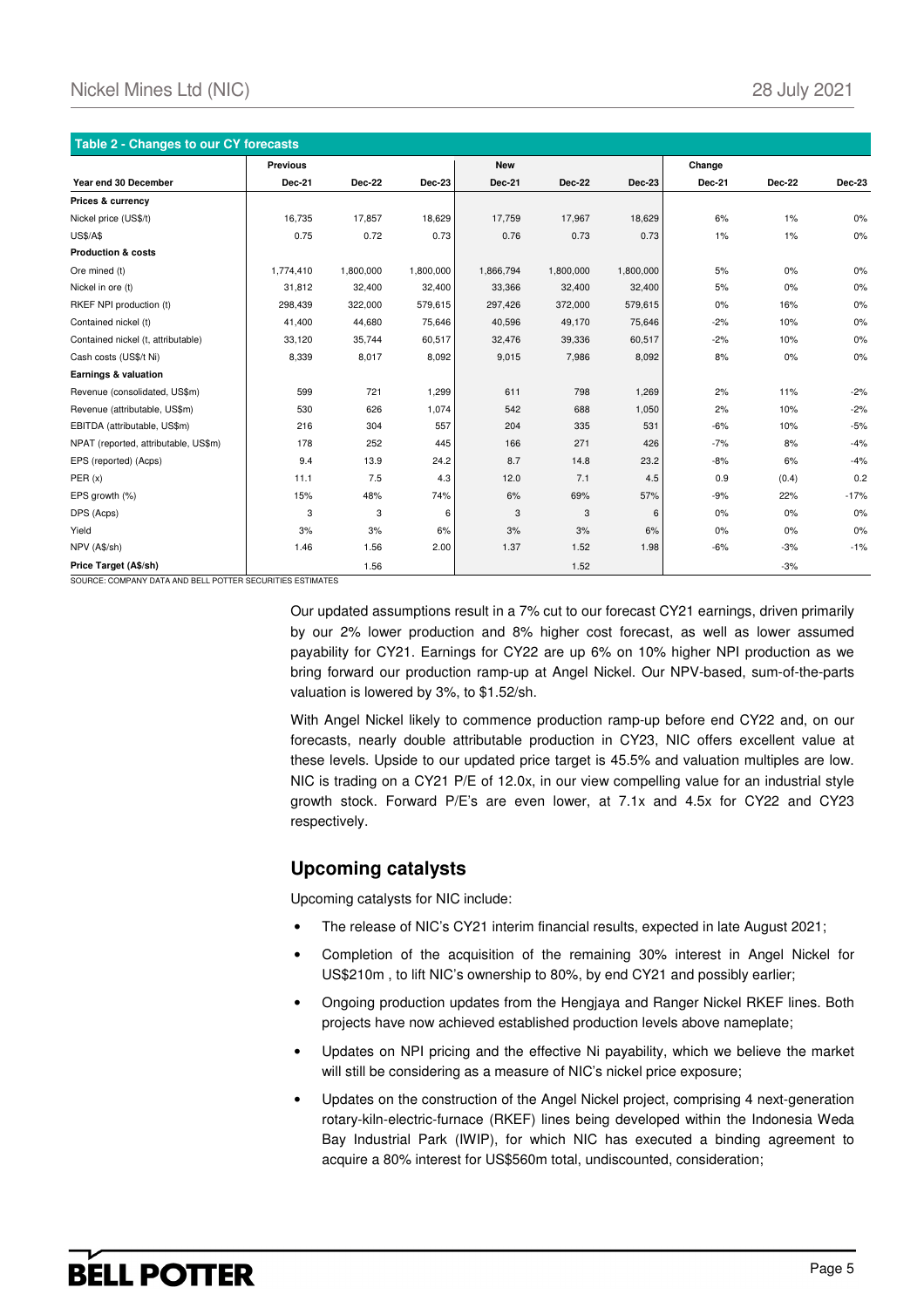**Table 2 - Changes to our CY forecasts**

| Year end 30 December | Previous | | | New | | | Change | | |
|---|---|---|---|---|---|---|---|---|---|
| | Dec-21 | Dec-22 | Dec-23 | Dec-21 | Dec-22 | Dec-23 | Dec-21 | Dec-22 | Dec-23 |
| **Prices & currency** | | | | | | | | | |
| Nickel price (US$/t) | 16,735 | 17,857 | 18,629 | 17,759 | 17,967 | 18,629 | 6% | 1% | 0% |
| US$/A$ | 0.75 | 0.72 | 0.73 | 0.76 | 0.73 | 0.73 | 1% | 1% | 0% |
| **Production & costs** | | | | | | | | | |
| Ore mined (t) | 1,774,410 | 1,800,000 | 1,800,000 | 1,866,794 | 1,800,000 | 1,800,000 | 5% | 0% | 0% |
| Nickel in ore (t) | 31,812 | 32,400 | 32,400 | 33,366 | 32,400 | 32,400 | 5% | 0% | 0% |
| RKEF NPI production (t) | 298,439 | 322,000 | 579,615 | 297,426 | 372,000 | 579,615 | 0% | 16% | 0% |
| Contained nickel (t) | 41,400 | 44,680 | 75,646 | 40,596 | 49,170 | 75,646 | -2% | 10% | 0% |
| Contained nickel (t, attributable) | 33,120 | 35,744 | 60,517 | 32,476 | 39,336 | 60,517 | -2% | 10% | 0% |
| Cash costs (US$/t Ni) | 8,339 | 8,017 | 8,092 | 9,015 | 7,986 | 8,092 | 8% | 0% | 0% |
| **Earnings & valuation** | | | | | | | | | |
| Revenue (consolidated, US$m) | 599 | 721 | 1,299 | 611 | 798 | 1,269 | 2% | 11% | -2% |
| Revenue (attributable, US$m) | 530 | 626 | 1,074 | 542 | 688 | 1,050 | 2% | 10% | -2% |
| EBITDA (attributable, US$m) | 216 | 304 | 557 | 204 | 335 | 531 | -6% | 10% | -5% |
| NPAT (reported, attributable, US$m) | 178 | 252 | 445 | 166 | 271 | 426 | -7% | 8% | -4% |
| EPS (reported) (Acps) | 9.4 | 13.9 | 24.2 | 8.7 | 14.8 | 23.2 | -8% | 6% | -4% |
| PER (x) | 11.1 | 7.5 | 4.3 | 12.0 | 7.1 | 4.5 | 0.9 | (0.4) | 0.2 |
| EPS growth (%) | 15% | 48% | 74% | 6% | 69% | 57% | -9% | 22% | -17% |
| DPS (Acps) | 3 | 3 | 6 | 3 | 3 | 6 | 0% | 0% | 0% |
| Yield | 3% | 3% | 6% | 3% | 3% | 6% | 0% | 0% | 0% |
| NPV (A$/sh) | 1.46 | 1.56 | 2.00 | 1.37 | 1.52 | 1.98 | -6% | -3% | -1% |
| **Price Target (A$/sh)** | | 1.56 | | | 1.52 | | | -3% | |

SOURCE: COMPANY DATA AND BELL POTTER SECURITIES ESTIMATES

Our updated assumptions result in a 7% cut to our forecast CY21 earnings, driven primarily by our 2% lower production and 8% higher cost forecast, as well as lower assumed payability for CY21. Earnings for CY22 are up 6% on 10% higher NPI production as we bring forward our production ramp-up at Angel Nickel. Our NPV-based, sum-of-the-parts valuation is lowered by 3%, to $1.52/sh.

With Angel Nickel likely to commence production ramp-up before end CY22 and, on our forecasts, nearly double attributable production in CY23, NIC offers excellent value at these levels. Upside to our updated price target is 45.5% and valuation multiples are low. NIC is trading on a CY21 P/E of 12.0x, in our view compelling value for an industrial style growth stock. Forward P/E's are even lower, at 7.1x and 4.5x for CY22 and CY23 respectively.

## Upcoming catalysts

Upcoming catalysts for NIC include:

- The release of NIC's CY21 interim financial results, expected in late August 2021;
- Completion of the acquisition of the remaining 30% interest in Angel Nickel for US$210m , to lift NIC's ownership to 80%, by end CY21 and possibly earlier;
- Ongoing production updates from the Hengjaya and Ranger Nickel RKEF lines. Both projects have now achieved established production levels above nameplate;
- Updates on NPI pricing and the effective Ni payability, which we believe the market will still be considering as a measure of NIC's nickel price exposure;
- Updates on the construction of the Angel Nickel project, comprising 4 next-generation rotary-kiln-electric-furnace (RKEF) lines being developed within the Indonesia Weda Bay Industrial Park (IWIP), for which NIC has executed a binding agreement to acquire a 80% interest for US$560m total, undiscounted, consideration;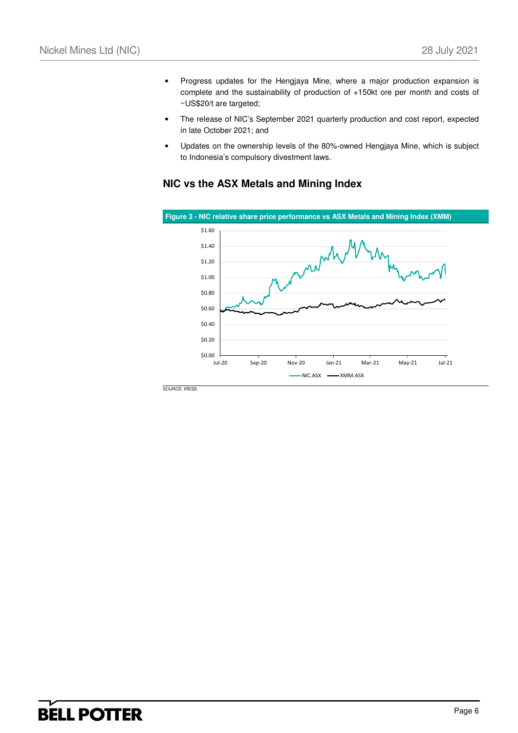- Progress updates for the Hengjaya Mine, where a major production expansion is complete and the sustainability of production of +150kt ore per month and costs of ~US$20/t are targeted;
- The release of NIC's September 2021 quarterly production and cost report, expected in late October 2021; and
- Updates on the ownership levels of the 80%-owned Hengjaya Mine, which is subject to Indonesia's compulsory divestment laws.

## NIC vs the ASX Metals and Mining Index

**Figure 3 - NIC relative share price performance vs ASX Metals and Mining Index (XMM)**

SOURCE: IRESS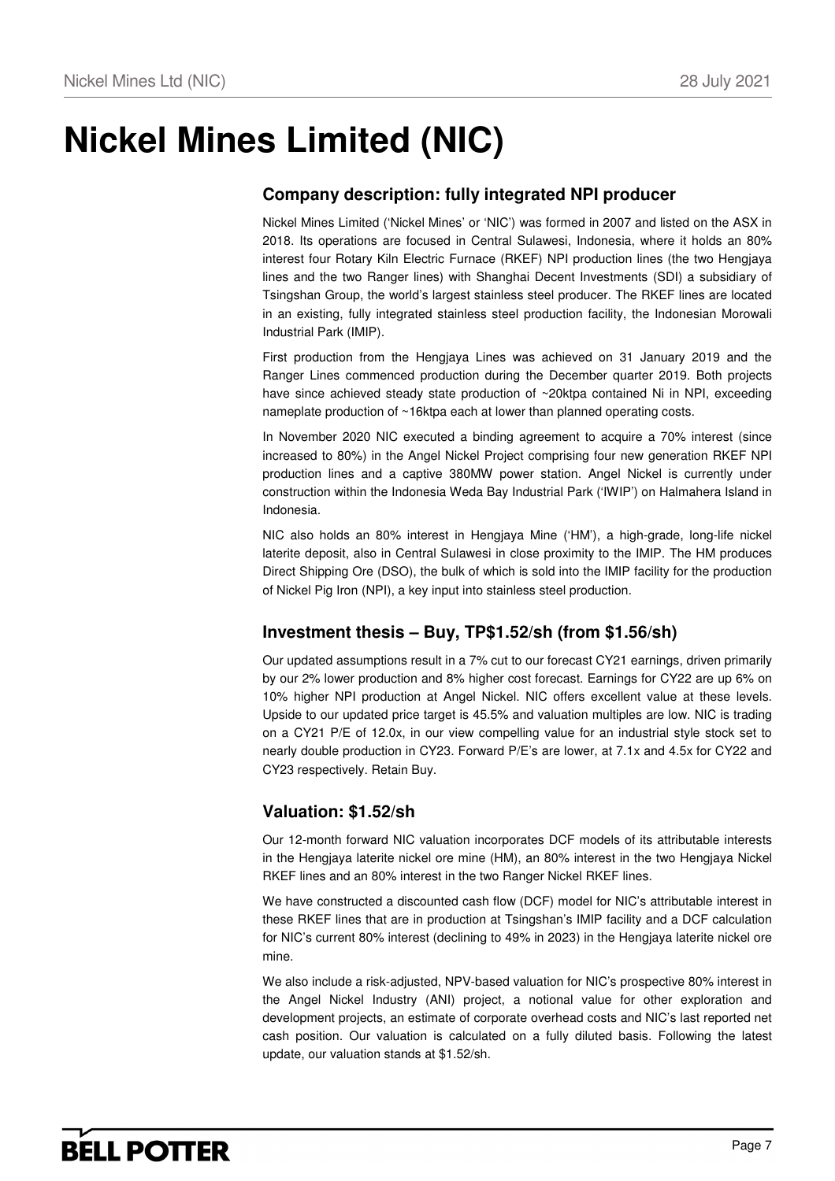# Nickel Mines Limited (NIC)

## Company description: fully integrated NPI producer

Nickel Mines Limited ('Nickel Mines' or 'NIC') was formed in 2007 and listed on the ASX in 2018. Its operations are focused in Central Sulawesi, Indonesia, where it holds an 80% interest four Rotary Kiln Electric Furnace (RKEF) NPI production lines (the two Hengjaya lines and the two Ranger lines) with Shanghai Decent Investments (SDI) a subsidiary of Tsingshan Group, the world's largest stainless steel producer. The RKEF lines are located in an existing, fully integrated stainless steel production facility, the Indonesian Morowali Industrial Park (IMIP).

First production from the Hengjaya Lines was achieved on 31 January 2019 and the Ranger Lines commenced production during the December quarter 2019. Both projects have since achieved steady state production of ~20ktpa contained Ni in NPI, exceeding nameplate production of ~16ktpa each at lower than planned operating costs.

In November 2020 NIC executed a binding agreement to acquire a 70% interest (since increased to 80%) in the Angel Nickel Project comprising four new generation RKEF NPI production lines and a captive 380MW power station. Angel Nickel is currently under construction within the Indonesia Weda Bay Industrial Park ('IWIP') on Halmahera Island in Indonesia.

NIC also holds an 80% interest in Hengjaya Mine ('HM'), a high-grade, long-life nickel laterite deposit, also in Central Sulawesi in close proximity to the IMIP. The HM produces Direct Shipping Ore (DSO), the bulk of which is sold into the IMIP facility for the production of Nickel Pig Iron (NPI), a key input into stainless steel production.

## Investment thesis – Buy, TP$1.52/sh (from $1.56/sh)

Our updated assumptions result in a 7% cut to our forecast CY21 earnings, driven primarily by our 2% lower production and 8% higher cost forecast. Earnings for CY22 are up 6% on 10% higher NPI production at Angel Nickel. NIC offers excellent value at these levels. Upside to our updated price target is 45.5% and valuation multiples are low. NIC is trading on a CY21 P/E of 12.0x, in our view compelling value for an industrial style stock set to nearly double production in CY23. Forward P/E's are lower, at 7.1x and 4.5x for CY22 and CY23 respectively. Retain Buy.

## Valuation: $1.52/sh

Our 12-month forward NIC valuation incorporates DCF models of its attributable interests in the Hengjaya laterite nickel ore mine (HM), an 80% interest in the two Hengjaya Nickel RKEF lines and an 80% interest in the two Ranger Nickel RKEF lines.

We have constructed a discounted cash flow (DCF) model for NIC's attributable interest in these RKEF lines that are in production at Tsingshan's IMIP facility and a DCF calculation for NIC's current 80% interest (declining to 49% in 2023) in the Hengjaya laterite nickel ore mine.

We also include a risk-adjusted, NPV-based valuation for NIC's prospective 80% interest in the Angel Nickel Industry (ANI) project, a notional value for other exploration and development projects, an estimate of corporate overhead costs and NIC's last reported net cash position. Our valuation is calculated on a fully diluted basis. Following the latest update, our valuation stands at $1.52/sh.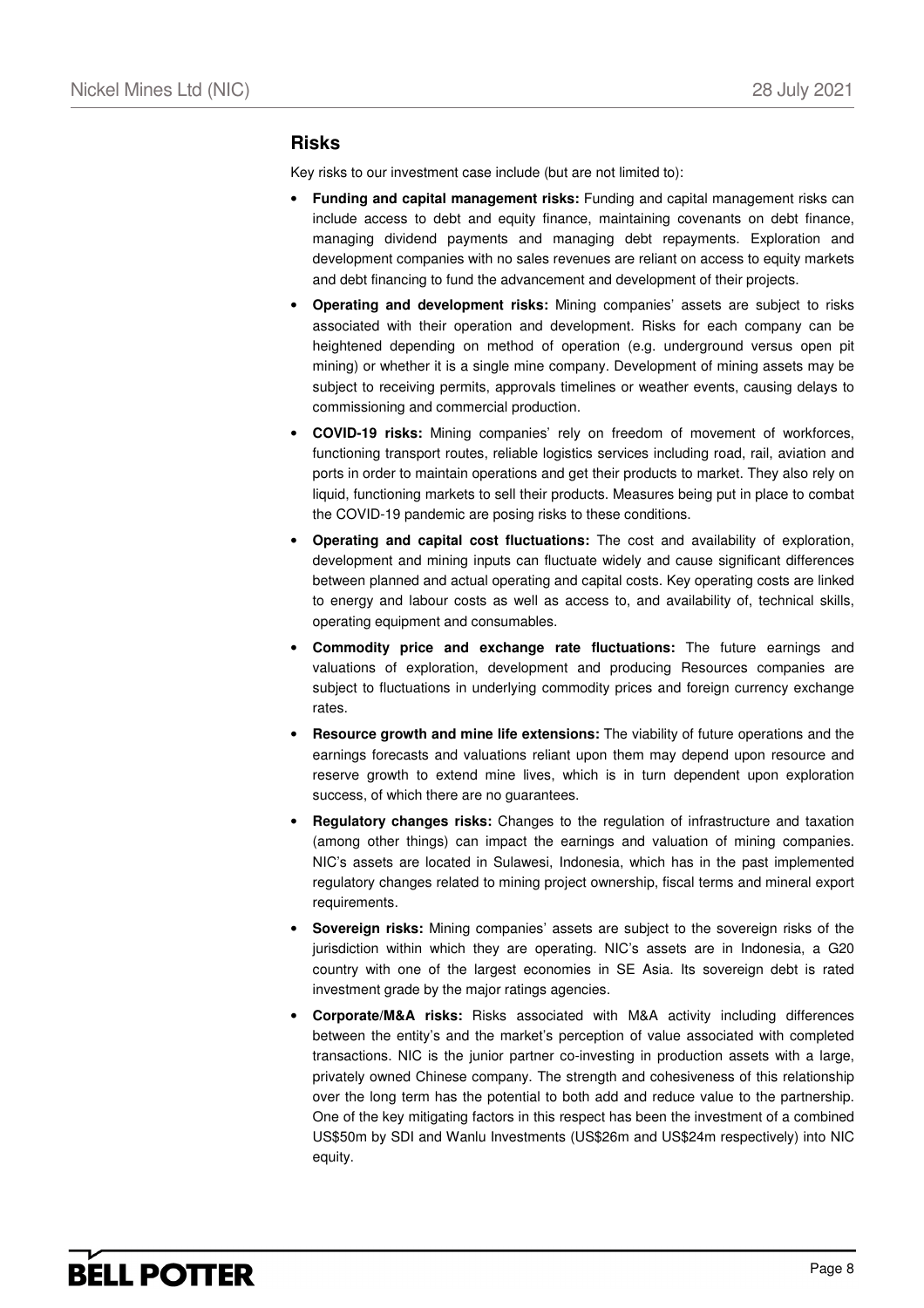## Risks

Key risks to our investment case include (but are not limited to):

- **Funding and capital management risks:** Funding and capital management risks can include access to debt and equity finance, maintaining covenants on debt finance, managing dividend payments and managing debt repayments. Exploration and development companies with no sales revenues are reliant on access to equity markets and debt financing to fund the advancement and development of their projects.
- **Operating and development risks:** Mining companies' assets are subject to risks associated with their operation and development. Risks for each company can be heightened depending on method of operation (e.g. underground versus open pit mining) or whether it is a single mine company. Development of mining assets may be subject to receiving permits, approvals timelines or weather events, causing delays to commissioning and commercial production.
- **COVID-19 risks:** Mining companies' rely on freedom of movement of workforces, functioning transport routes, reliable logistics services including road, rail, aviation and ports in order to maintain operations and get their products to market. They also rely on liquid, functioning markets to sell their products. Measures being put in place to combat the COVID-19 pandemic are posing risks to these conditions.
- **Operating and capital cost fluctuations:** The cost and availability of exploration, development and mining inputs can fluctuate widely and cause significant differences between planned and actual operating and capital costs. Key operating costs are linked to energy and labour costs as well as access to, and availability of, technical skills, operating equipment and consumables.
- **Commodity price and exchange rate fluctuations:** The future earnings and valuations of exploration, development and producing Resources companies are subject to fluctuations in underlying commodity prices and foreign currency exchange rates.
- **Resource growth and mine life extensions:** The viability of future operations and the earnings forecasts and valuations reliant upon them may depend upon resource and reserve growth to extend mine lives, which is in turn dependent upon exploration success, of which there are no guarantees.
- **Regulatory changes risks:** Changes to the regulation of infrastructure and taxation (among other things) can impact the earnings and valuation of mining companies. NIC's assets are located in Sulawesi, Indonesia, which has in the past implemented regulatory changes related to mining project ownership, fiscal terms and mineral export requirements.
- **Sovereign risks:** Mining companies' assets are subject to the sovereign risks of the jurisdiction within which they are operating. NIC's assets are in Indonesia, a G20 country with one of the largest economies in SE Asia. Its sovereign debt is rated investment grade by the major ratings agencies.
- **Corporate/M&A risks:** Risks associated with M&A activity including differences between the entity's and the market's perception of value associated with completed transactions. NIC is the junior partner co-investing in production assets with a large, privately owned Chinese company. The strength and cohesiveness of this relationship over the long term has the potential to both add and reduce value to the partnership. One of the key mitigating factors in this respect has been the investment of a combined US$50m by SDI and Wanlu Investments (US$26m and US$24m respectively) into NIC equity.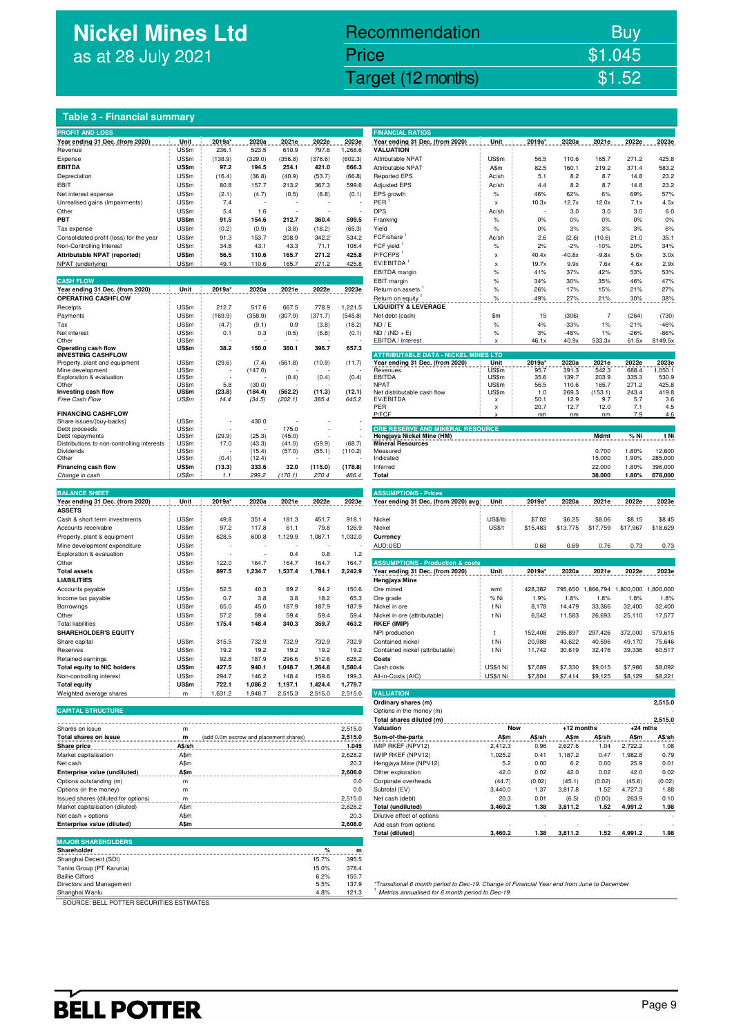# Nickel Mines Ltd
as at 28 July 2021

| Recommendation | Buy |
|---|---|
| Price | $1.045 |
| Target (12 months) | $1.52 |

## Table 3 - Financial summary

### PROFIT AND LOSS

| Year ending 31 Dec. (from 2020) | Unit | 2019a* | 2020a | 2021e | 2022e | 2023e |
|---|---|---|---|---|---|---|
| Revenue | US$m | 236.1 | 523.5 | 610.9 | 797.6 | 1,268.6 |
| Expense | US$m | (138.9) | (329.0) | (356.8) | (376.6) | (602.3) |
| **EBITDA** | **US$m** | **97.2** | **194.5** | **254.1** | **421.0** | **666.3** |
| Depreciation | US$m | (16.4) | (36.8) | (40.9) | (53.7) | (66.8) |
| EBIT | US$m | 80.8 | 157.7 | 213.2 | 367.3 | 599.6 |
| Net interest expense | US$m | (2.1) | (4.7) | (0.5) | (6.8) | (0.1) |
| Unrealised gains (Impairments) | US$m | 7.4 | - | - | - | - |
| Other | US$m | 5.4 | 1.6 | - | - | - |
| **PBT** | **US$m** | **91.5** | **154.6** | **212.7** | **360.4** | **599.5** |
| Tax expense | US$m | (0.2) | (0.9) | (3.8) | (18.2) | (65.3) |
| Consolidated profit (loss) for the year | US$m | 91.3 | 153.7 | 208.9 | 342.2 | 534.2 |
| Non-Controlling Interest | US$m | 34.8 | 43.1 | 43.3 | 71.1 | 108.4 |
| **Attributable NPAT (reported)** | **US$m** | **56.5** | **110.6** | **165.7** | **271.2** | **425.8** |
| NPAT (underlying) | US$m | 49.1 | 110.6 | 165.7 | 271.2 | 425.8 |

### CASH FLOW

| Year ending 31 Dec. (from 2020) | Unit | 2019a* | 2020a | 2021e | 2022e | 2023e |
|---|---|---|---|---|---|---|
| **OPERATING CASHFLOW** | | | | | | |
| Receipts | US$m | 212.7 | 517.6 | 667.5 | 778.9 | 1,221.5 |
| Payments | US$m | (169.9) | (358.9) | (307.9) | (371.7) | (545.8) |
| Tax | US$m | (4.7) | (9.1) | 0.9 | (3.8) | (18.2) |
| Net interest | US$m | 0.1 | 0.3 | (0.5) | (6.8) | (0.1) |
| Other | US$m | - | - | - | - | - |
| **Operating cash flow** | **US$m** | **38.2** | **150.0** | **360.1** | **396.7** | **657.3** |
| **INVESTING CASHFLOW** | | | | | | |
| Property, plant and equipment | US$m | (29.6) | (7.4) | (561.8) | (10.9) | (11.7) |
| Mine development | US$m | - | (147.0) | - | - | - |
| Exploration & evaluation | US$m | - | - | (0.4) | (0.4) | (0.4) |
| Other | US$m | 5.8 | (30.0) | - | - | - |
| **Investing cash flow** | **US$m** | **(23.8)** | **(184.4)** | **(562.2)** | **(11.3)** | **(12.1)** |
| *Free Cash Flow* | *US$m* | *14.4* | *(34.5)* | *(202.1)* | *385.4* | *645.2* |
| **FINANCING CASHFLOW** | | | | | | |
| Share issues/(buy-backs) | US$m | - | 430.0 | - | - | - |
| Debt proceeds | US$m | - | - | 175.0 | - | - |
| Debt repayments | US$m | (29.9) | (25.3) | (45.0) | - | - |
| Distributions to non-controlling interests | US$m | 17.0 | (43.3) | (41.0) | (59.9) | (68.7) |
| Dividends | US$m | - | (15.4) | (57.0) | (55.1) | (110.2) |
| Other | US$m | (0.4) | (12.4) | - | - | - |
| **Financing cash flow** | **US$m** | **(13.3)** | **333.6** | **32.0** | **(115.0)** | **(178.8)** |
| *Change in cash* | *US$m* | *1.1* | *299.2* | *(170.1)* | *270.4* | *466.4* |

### BALANCE SHEET

| Year ending 31 Dec. (from 2020) | Unit | 2019a* | 2020a | 2021e | 2022e | 2023e |
|---|---|---|---|---|---|---|
| **ASSETS** | | | | | | |
| Cash & short term investments | US$m | 49.8 | 351.4 | 181.3 | 451.7 | 918.1 |
| Accounts receivable | US$m | 97.2 | 117.8 | 61.1 | 79.8 | 126.9 |
| Property, plant & equipment | US$m | 628.5 | 600.8 | 1,129.9 | 1,087.1 | 1,032.0 |
| Mine development expenditure | US$m | - | - | - | - | - |
| Exploration & evaluation | US$m | - | - | 0.4 | 0.8 | 1.2 |
| Other | US$m | 122.0 | 164.7 | 164.7 | 164.7 | 164.7 |
| **Total assets** | **US$m** | **897.5** | **1,234.7** | **1,537.4** | **1,784.1** | **2,242.9** |
| **LIABILITIES** | | | | | | |
| Accounts payable | US$m | 52.5 | 40.3 | 89.2 | 94.2 | 150.6 |
| Income tax payable | US$m | 0.7 | 3.8 | 3.8 | 18.2 | 65.3 |
| Borrowings | US$m | 65.0 | 45.0 | 187.9 | 187.9 | 187.9 |
| Other | US$m | 57.2 | 59.4 | 59.4 | 59.4 | 59.4 |
| Total liabilities | US$m | 175.4 | 148.4 | 340.3 | 359.7 | 463.2 |
| **SHAREHOLDER'S EQUITY** | | | | | | |
| Share capital | US$m | 315.5 | 732.9 | 732.9 | 732.9 | 732.9 |
| Reserves | US$m | 19.2 | 19.2 | 19.2 | 19.2 | 19.2 |
| Retained earnings | US$m | 92.8 | 187.9 | 296.6 | 512.6 | 828.2 |
| **Total equity to NIC holders** | **US$m** | **427.5** | **940.1** | **1,048.7** | **1,264.8** | **1,580.4** |
| Non-controlling interest | US$m | 294.7 | 146.2 | 148.4 | 159.6 | 199.3 |
| **Total equity** | **US$m** | **722.1** | **1,086.2** | **1,197.1** | **1,424.4** | **1,779.7** |
| Weighted average shares | m | 1,631.2 | 1,948.7 | 2,515.3 | 2,515.0 | 2,515.0 |

### CAPITAL STRUCTURE

| | | | |
|---|---|---|---|
| Shares on issue | m | | 2,515.0 |
| **Total shares on issue** | **m** | (add 0.0m escrow and placement shares) | **2,515.0** |
| **Share price** | **A$/sh** | | **1.045** |
| Market capitalisation | A$m | | 2,628.2 |
| Net cash | A$m | | 20.3 |
| **Enterprise value (undiluted)** | **A$m** | | **2,608.0** |
| Options outstanding (m) | m | | 0.0 |
| Options (in the money) | m | | 0.0 |
| Issued shares (diluted for options) | m | | 2,515.0 |
| Market capitalisation (diluted) | A$m | | 2,628.2 |
| Net cash + options | A$m | | 20.3 |
| **Enterprise value (diluted)** | **A$m** | | **2,608.0** |

### MAJOR SHAREHOLDERS

| Shareholder | % | m |
|---|---|---|
| Shanghai Decent (SDI) | 15.7% | 395.5 |
| Tanito Group (PT Karunia) | 15.0% | 378.4 |
| Baillie Gifford | 6.2% | 155.7 |
| Directors and Management | 5.5% | 137.9 |
| Shanghai Wanlu | 4.8% | 121.3 |

### FINANCIAL RATIOS

| Year ending 31 Dec. (from 2020) | Unit | 2019a* | 2020a | 2021e | 2022e | 2023e |
|---|---|---|---|---|---|---|
| **VALUATION** | | | | | | |
| Attributable NPAT | US$m | 56.5 | 110.6 | 165.7 | 271.2 | 425.8 |
| Attributable NPAT | A$m | 82.5 | 160.1 | 219.2 | 371.4 | 583.2 |
| Reported EPS | Ac/sh | 5.1 | 8.2 | 8.7 | 14.8 | 23.2 |
| Adjusted EPS | Ac/sh | 4.4 | 8.2 | 8.7 | 14.8 | 23.2 |
| EPS growth | % | 46% | 62% | 6% | 69% | 57% |
| PER [1] | x | 10.3x | 12.7x | 12.0x | 7.1x | 4.5x |
| DPS | Ac/sh | - | 3.0 | 3.0 | 3.0 | 6.0 |
| Franking | % | 0% | 0% | 0% | 0% | 0% |
| Yield | % | 0% | 3% | 3% | 3% | 6% |
| FCF/share [1] | Ac/sh | 2.6 | (2.6) | (10.6) | 21.0 | 35.1 |
| FCF yield [1] | % | 2% | -2% | -10% | 20% | 34% |
| P/FCFPS [1] | x | 40.4x | -40.8x | -9.8x | 5.0x | 3.0x |
| EV/EBITDA [1] | x | 19.7x | 9.9x | 7.6x | 4.6x | 2.9x |
| EBITDA margin | % | 41% | 37% | 42% | 53% | 53% |
| EBIT margin | % | 34% | 30% | 35% | 46% | 47% |
| Return on assets [1] | % | 26% | 17% | 15% | 21% | 27% |
| Return on equity [1] | % | 49% | 27% | 21% | 30% | 38% |
| **LIQUIDITY & LEVERAGE** | | | | | | |
| Net debt (cash) | $m | 15 | (306) | 7 | (264) | (730) |
| ND / E | % | 4% | -33% | 1% | -21% | -46% |
| ND / (ND + E) | % | 3% | -48% | 1% | -26% | -86% |
| EBITDA / Interest | x | 46.1x | 40.9x | 533.3x | 61.5x | 8149.5x |

### ATTRIBUTABLE DATA - NICKEL MINES LTD

| Year ending 31 Dec. (from 2020) | Unit | 2019a* | 2020a | 2021e | 2022e | 2023e |
|---|---|---|---|---|---|---|
| Revenues | US$m | 95.7 | 391.3 | 542.3 | 688.4 | 1,050.1 |
| EBITDA | US$m | 35.6 | 139.7 | 203.9 | 335.3 | 530.9 |
| NPAT | US$m | 56.5 | 110.6 | 165.7 | 271.2 | 425.8 |
| Net distributable cash flow | US$m | 1.0 | 269.3 | (153.1) | 243.4 | 419.8 |
| EV/EBITDA | x | 50.1 | 12.9 | 9.7 | 5.7 | 3.6 |
| PER | x | 20.7 | 12.7 | 12.0 | 7.1 | 4.5 |
| P/FCF | x | nm | nm | nm | 7.9 | 4.6 |

### ORE RESERVE AND MINERAL RESOURCE

| Hengjaya Nickel Mine (HM) | Mdmt | % Ni | t Ni |
|---|---|---|---|
| **Mineral Resources** | | | |
| Measured | 0.700 | 1.80% | 12,600 |
| Indicated | 15.000 | 1.90% | 285,000 |
| Inferred | 22.000 | 1.80% | 396,000 |
| **Total** | **38.000** | **1.80%** | **678,000** |

### ASSUMPTIONS - Prices

| Year ending 31 Dec. (from 2020) avg | Unit | 2019a* | 2020a | 2021e | 2022e | 2023e |
|---|---|---|---|---|---|---|
| Nickel | US$/lb | $7.02 | $6.25 | $8.06 | $8.15 | $8.45 |
| Nickel | US$/t | $15,483 | $13,775 | $17,759 | $17,967 | $18,629 |
| **Currency** | | | | | | |
| AUD:USD | | 0.68 | 0.69 | 0.76 | 0.73 | 0.73 |

### ASSUMPTIONS - Production & costs

| Year ending 31 Dec. (from 2020) | Unit | 2019a* | 2020a | 2021e | 2022e | 2023e |
|---|---|---|---|---|---|---|
| **Hengjaya Mine** | | | | | | |
| Ore mined | wmt | 428,382 | 795,650 | 1,866,794 | 1,800,000 | 1,800,000 |
| Ore grade | % Ni | 1.9% | 1.8% | 1.8% | 1.8% | 1.8% |
| Nickel in ore | t Ni | 8,178 | 14,479 | 33,366 | 32,400 | 32,400 |
| Nickel in ore (attributable) | t Ni | 6,542 | 11,583 | 26,693 | 25,110 | 17,577 |
| **RKEF (IMIP)** | | | | | | |
| NPI production | t | 152,408 | 295,897 | 297,426 | 372,000 | 579,615 |
| Contained nickel | t Ni | 20,988 | 43,622 | 40,596 | 49,170 | 75,646 |
| Contained nickel (attributable) | t Ni | 11,742 | 30,619 | 32,476 | 39,336 | 60,517 |
| **Costs** | | | | | | |
| Cash costs | US$/t Ni | $7,689 | $7,330 | $9,015 | $7,986 | $8,092 |
| All-in-Costs (AIC) | US$/t Ni | $7,804 | $7,414 | $9,125 | $8,129 | $8,221 |

### VALUATION

| | | | | | | |
|---|---|---|---|---|---|---|
| Ordinary shares (m) | | | | | | 2,515.0 |
| Options in the money (m) | | | | | | - |
| Total shares diluted (m) | | | | | | 2,515.0 |

| Valuation | Now | | +12 months | | +24 mths | |
|---|---|---|---|---|---|---|
| **Sum-of-the-parts** | **A$m** | **A$/sh** | **A$m** | **A$/sh** | **A$m** | **A$/sh** |
| IMIP RKEF (NPV12) | 2,412.3 | 0.96 | 2,627.6 | 1.04 | 2,722.2 | 1.08 |
| IWIP RKEF (NPV12) | 1,025.2 | 0.41 | 1,187.2 | 0.47 | 1,982.8 | 0.79 |
| Hengjaya Mine (NPV12) | 5.2 | 0.00 | 6.2 | 0.00 | 25.9 | 0.01 |
| Other exploration | 42.0 | 0.02 | 42.0 | 0.02 | 42.0 | 0.02 |
| Corporate overheads | (44.7) | (0.02) | (45.1) | (0.02) | (45.6) | (0.02) |
| Subtotal (EV) | 3,440.0 | 1.37 | 3,817.8 | 1.52 | 4,727.3 | 1.88 |
| Net cash (debt) | 20.3 | 0.01 | (6.5) | (0.00) | 263.9 | 0.10 |
| **Total (undiluted)** | **3,460.2** | **1.38** | **3,811.2** | **1.52** | **4,991.2** | **1.98** |
| Dilutive effect of options | | - | | - | | - |
| Add cash from options | - | - | - | - | - | - |
| **Total (diluted)** | **3,460.2** | **1.38** | **3,811.2** | **1.52** | **4,991.2** | **1.98** |

*Transitional 6 month period to Dec-19. Change of Financial Year end from June to December

[1] Metrics annualised for 6 month period to Dec-19

SOURCE: BELL POTTER SECURITIES ESTIMATES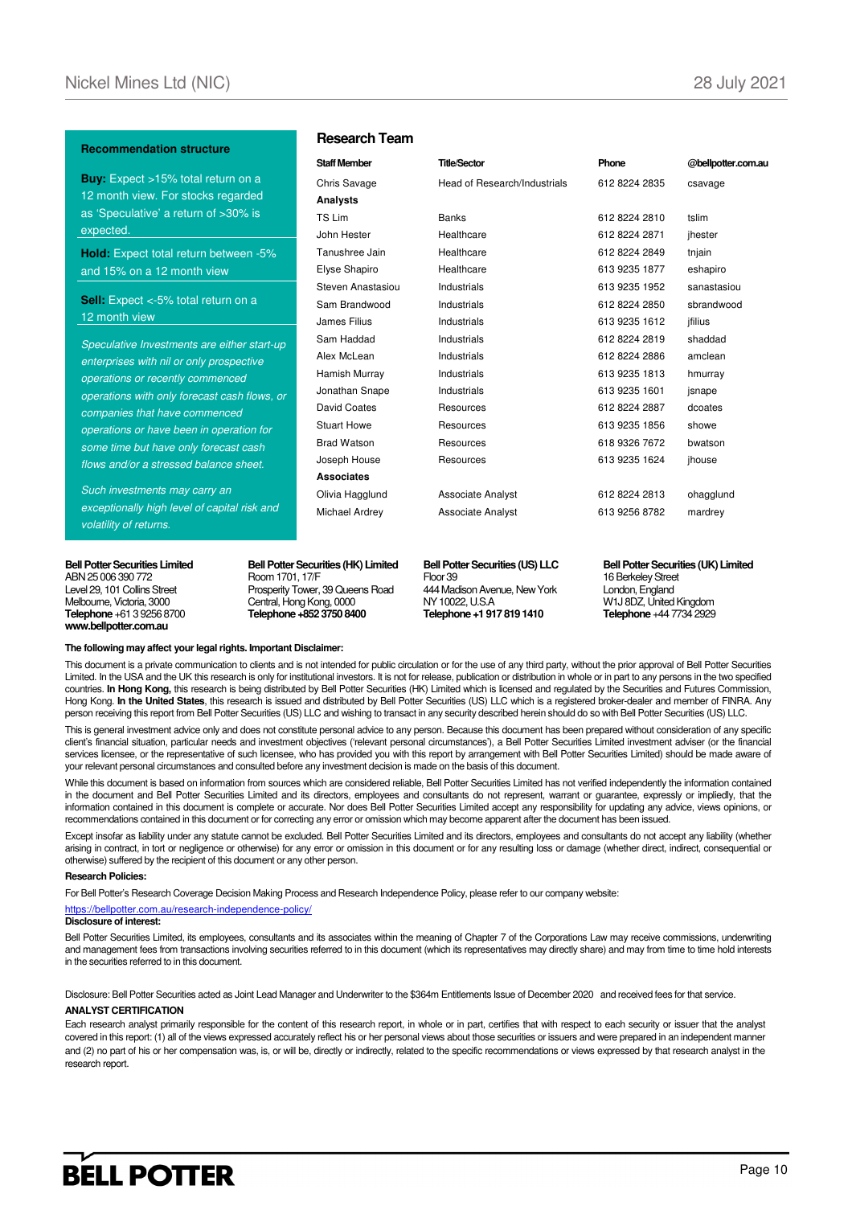## Recommendation structure

**Buy:** Expect >15% total return on a 12 month view. For stocks regarded as 'Speculative' a return of >30% is expected.

**Hold:** Expect total return between -5% and 15% on a 12 month view

**Sell:** Expect <-5% total return on a 12 month view

*Speculative Investments are either start-up enterprises with nil or only prospective operations or recently commenced operations with only forecast cash flows, or companies that have commenced operations or have been in operation for some time but have only forecast cash flows and/or a stressed balance sheet.*

*Such investments may carry an exceptionally high level of capital risk and volatility of returns.*

## Research Team

| Staff Member | Title/Sector | Phone | @bellpotter.com.au |
|---|---|---|---|
| Chris Savage | Head of Research/Industrials | 612 8224 2835 | csavage |
| **Analysts** | | | |
| TS Lim | Banks | 612 8224 2810 | tslim |
| John Hester | Healthcare | 612 8224 2871 | jhester |
| Tanushree Jain | Healthcare | 612 8224 2849 | tnjain |
| Elyse Shapiro | Healthcare | 613 9235 1877 | eshapiro |
| Steven Anastasiou | Industrials | 613 9235 1952 | sanastasiou |
| Sam Brandwood | Industrials | 612 8224 2850 | sbrandwood |
| James Filius | Industrials | 613 9235 1612 | jfilius |
| Sam Haddad | Industrials | 612 8224 2819 | shaddad |
| Alex McLean | Industrials | 612 8224 2886 | amclean |
| Hamish Murray | Industrials | 613 9235 1813 | hmurray |
| Jonathan Snape | Industrials | 613 9235 1601 | jsnape |
| David Coates | Resources | 612 8224 2887 | dcoates |
| Stuart Howe | Resources | 613 9235 1856 | showe |
| Brad Watson | Resources | 618 9326 7672 | bwatson |
| Joseph House | Resources | 613 9235 1624 | jhouse |
| **Associates** | | | |
| Olivia Hagglund | Associate Analyst | 612 8224 2813 | ohagglund |
| Michael Ardrey | Associate Analyst | 613 9256 8782 | mardrey |

**Bell Potter Securities Limited**
ABN 25 006 390 772
Level 29, 101 Collins Street
Melbourne, Victoria, 3000
**Telephone** +61 3 9256 8700
**www.bellpotter.com.au**

**Bell Potter Securities (HK) Limited**
Room 1701, 17/F
Prosperity Tower, 39 Queens Road
Central, Hong Kong, 0000
**Telephone +852 3750 8400**

**Bell Potter Securities (US) LLC**
Floor 39
444 Madison Avenue, New York
NY 10022, U.S.A
**Telephone +1 917 819 1410**

**Bell Potter Securities (UK) Limited**
16 Berkeley Street
London, England
W1J 8DZ, United Kingdom
**Telephone** +44 7734 2929

**The following may affect your legal rights. Important Disclaimer:**

This document is a private communication to clients and is not intended for public circulation or for the use of any third party, without the prior approval of Bell Potter Securities Limited. In the USA and the UK this research is only for institutional investors. It is not for release, publication or distribution in whole or in part to any persons in the two specified countries. **In Hong Kong,** this research is being distributed by Bell Potter Securities (HK) Limited which is licensed and regulated by the Securities and Futures Commission, Hong Kong. **In the United States**, this research is issued and distributed by Bell Potter Securities (US) LLC which is a registered broker-dealer and member of FINRA. Any person receiving this report from Bell Potter Securities (US) LLC and wishing to transact in any security described herein should do so with Bell Potter Securities (US) LLC.

This is general investment advice only and does not constitute personal advice to any person. Because this document has been prepared without consideration of any specific client's financial situation, particular needs and investment objectives ('relevant personal circumstances'), a Bell Potter Securities Limited investment adviser (or the financial services licensee, or the representative of such licensee, who has provided you with this report by arrangement with Bell Potter Securities Limited) should be made aware of your relevant personal circumstances and consulted before any investment decision is made on the basis of this document.

While this document is based on information from sources which are considered reliable, Bell Potter Securities Limited has not verified independently the information contained in the document and Bell Potter Securities Limited and its directors, employees and consultants do not represent, warrant or guarantee, expressly or impliedly, that the information contained in this document is complete or accurate. Nor does Bell Potter Securities Limited accept any responsibility for updating any advice, views opinions, or recommendations contained in this document or for correcting any error or omission which may become apparent after the document has been issued.

Except insofar as liability under any statute cannot be excluded. Bell Potter Securities Limited and its directors, employees and consultants do not accept any liability (whether arising in contract, in tort or negligence or otherwise) for any error or omission in this document or for any resulting loss or damage (whether direct, indirect, consequential or otherwise) suffered by the recipient of this document or any other person.

**Research Policies:**

For Bell Potter's Research Coverage Decision Making Process and Research Independence Policy, please refer to our company website:

https://bellpotter.com.au/research-independence-policy/

**Disclosure of interest:**

Bell Potter Securities Limited, its employees, consultants and its associates within the meaning of Chapter 7 of the Corporations Law may receive commissions, underwriting and management fees from transactions involving securities referred to in this document (which its representatives may directly share) and may from time to time hold interests in the securities referred to in this document.

Disclosure: Bell Potter Securities acted as Joint Lead Manager and Underwriter to the $364m Entitlements Issue of December 2020 and received fees for that service.

**ANALYST CERTIFICATION**

Each research analyst primarily responsible for the content of this research report, in whole or in part, certifies that with respect to each security or issuer that the analyst covered in this report: (1) all of the views expressed accurately reflect his or her personal views about those securities or issuers and were prepared in an independent manner and (2) no part of his or her compensation was, is, or will be, directly or indirectly, related to the specific recommendations or views expressed by that research analyst in the research report.